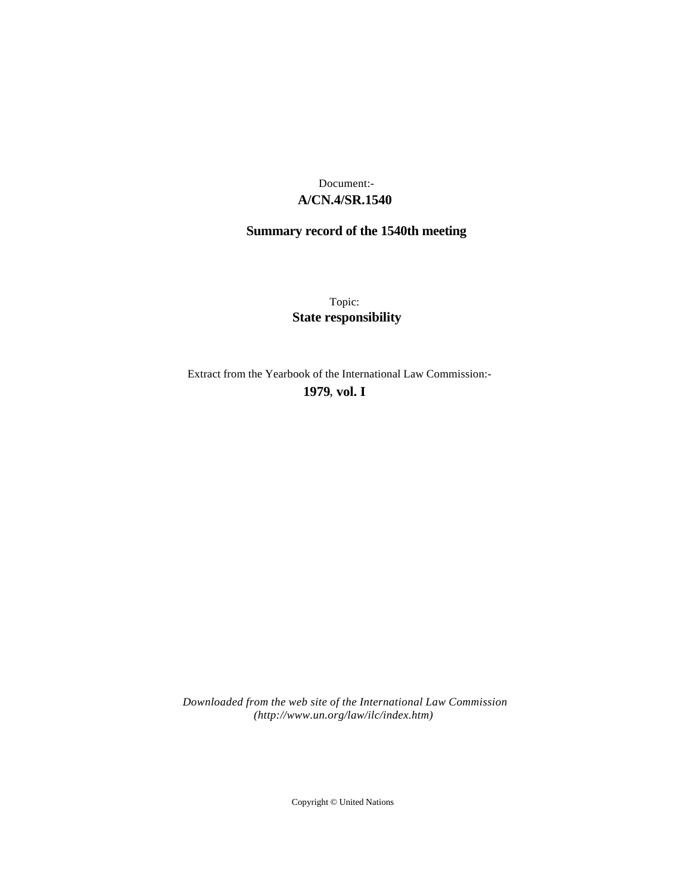Document:-
**A/CN.4/SR.1540**

**Summary record of the 1540th meeting**

Topic:
**State responsibility**

Extract from the Yearbook of the International Law Commission:-
**1979, vol. I**

*Downloaded from the web site of the International Law Commission (http://www.un.org/law/ilc/index.htm)*

Copyright © United Nations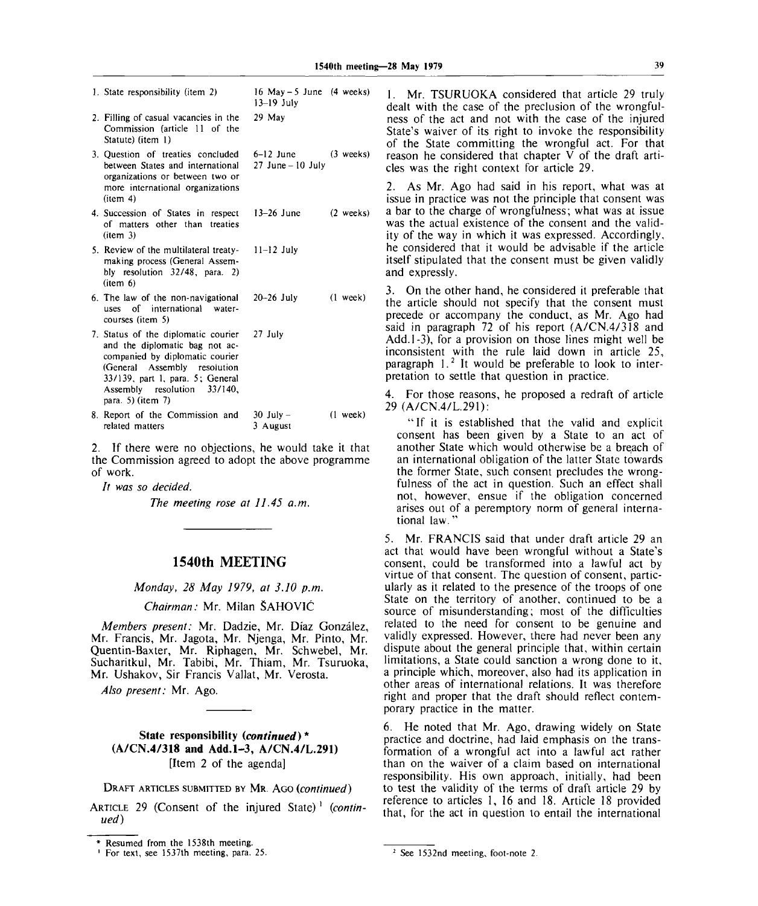| | | |
|---|---|---|
| 1. State responsibility (item 2) | 16 May – 5 June 13–19 July | (4 weeks) |
| 2. Filling of casual vacancies in the Commission (article 11 of the Statute) (item 1) | 29 May | |
| 3. Question of treaties concluded between States and international organizations or between two or more international organizations (item 4) | 6–12 June 27 June – 10 July | (3 weeks) |
| 4. Succession of States in respect of matters other than treaties (item 3) | 13–26 June | (2 weeks) |
| 5. Review of the multilateral treaty-making process (General Assembly resolution 32/48, para. 2) (item 6) | 11–12 July | |
| 6. The law of the non-navigational uses of international watercourses (item 5) | 20–26 July | (1 week) |
| 7. Status of the diplomatic courier and the diplomatic bag not accompanied by diplomatic courier (General Assembly resolution 33/139, part 1, para. 5; General Assembly resolution 33/140, para. 5) (item 7) | 27 July | |
| 8. Report of the Commission and related matters | 30 July – 3 August | (1 week) |

2. If there were no objections, he would take it that the Commission agreed to adopt the above programme of work.

*It was so decided.*

*The meeting rose at 11.45 a.m.*

---

# 1540th MEETING

*Monday, 28 May 1979, at 3.10 p.m.*

*Chairman:* Mr. Milan ŠAHOVIĆ

*Members present:* Mr. Dadzie, Mr. Díaz González, Mr. Francis, Mr. Jagota, Mr. Njenga, Mr. Pinto, Mr. Quentin-Baxter, Mr. Riphagen, Mr. Schwebel, Mr. Sucharitkul, Mr. Tabibi, Mr. Thiam, Mr. Tsuruoka, Mr. Ushakov, Sir Francis Vallat, Mr. Verosta.

*Also present:* Mr. Ago.

---

## State responsibility (*continued*)* (A/CN.4/318 and Add.1-3, A/CN.4/L.291)

[Item 2 of the agenda]

DRAFT ARTICLES SUBMITTED BY MR. AGO (*continued*)

ARTICLE 29 (Consent of the injured State)[1] (*continued*)

1. Mr. TSURUOKA considered that article 29 truly dealt with the case of the preclusion of the wrongfulness of the act and not with the case of the injured State's waiver of its right to invoke the responsibility of the State committing the wrongful act. For that reason he considered that chapter V of the draft articles was the right context for article 29.

2. As Mr. Ago had said in his report, what was at issue in practice was not the principle that consent was a bar to the charge of wrongfulness; what was at issue was the actual existence of the consent and the validity of the way in which it was expressed. Accordingly, he considered that it would be advisable if the article itself stipulated that the consent must be given validly and expressly.

3. On the other hand, he considered it preferable that the article should not specify that the consent must precede or accompany the conduct, as Mr. Ago had said in paragraph 72 of his report (A/CN.4/318 and Add.1-3), for a provision on those lines might well be inconsistent with the rule laid down in article 25, paragraph 1.[2] It would be preferable to look to interpretation to settle that question in practice.

4. For those reasons, he proposed a redraft of article 29 (A/CN.4/L.291):

> "If it is established that the valid and explicit consent has been given by a State to an act of another State which would otherwise be a breach of an international obligation of the latter State towards the former State, such consent precludes the wrongfulness of the act in question. Such an effect shall not, however, ensue if the obligation concerned arises out of a peremptory norm of general international law."

5. Mr. FRANCIS said that under draft article 29 an act that would have been wrongful without a State's consent, could be transformed into a lawful act by virtue of that consent. The question of consent, particularly as it related to the presence of the troops of one State on the territory of another, continued to be a source of misunderstanding; most of the difficulties related to the need for consent to be genuine and validly expressed. However, there had never been any dispute about the general principle that, within certain limitations, a State could sanction a wrong done to it, a principle which, moreover, also had its application in other areas of international relations. It was therefore right and proper that the draft should reflect contemporary practice in the matter.

6. He noted that Mr. Ago, drawing widely on State practice and doctrine, had laid emphasis on the transformation of a wrongful act into a lawful act rather than on the waiver of a claim based on international responsibility. His own approach, initially, had been to test the validity of the terms of draft article 29 by reference to articles 1, 16 and 18. Article 18 provided that, for the act in question to entail the international

---

\* Resumed from the 1538th meeting.

[1] For text, see 1537th meeting, para. 25.

[2] See 1532nd meeting, foot-note 2.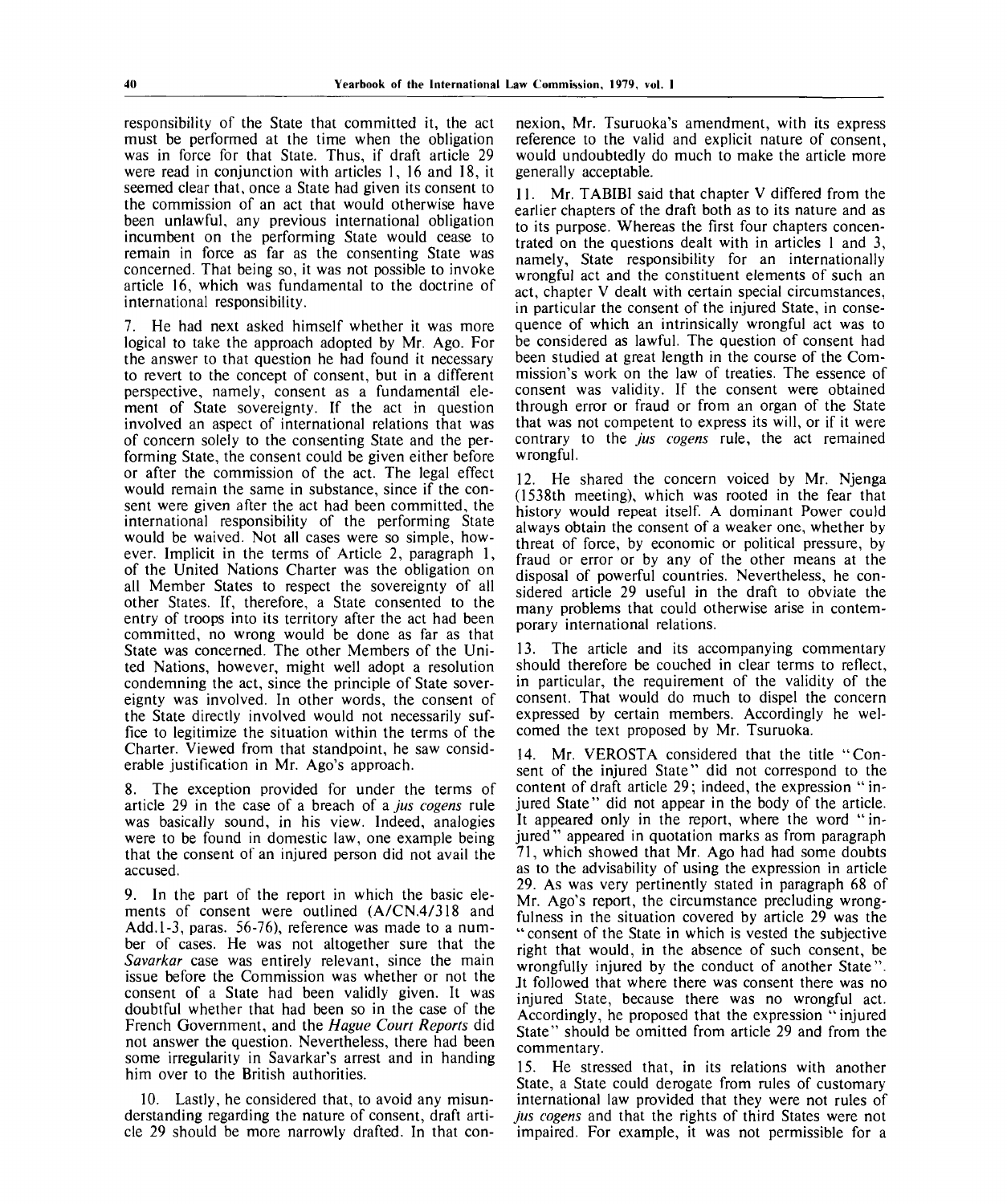responsibility of the State that committed it, the act must be performed at the time when the obligation was in force for that State. Thus, if draft article 29 were read in conjunction with articles 1, 16 and 18, it seemed clear that, once a State had given its consent to the commission of an act that would otherwise have been unlawful, any previous international obligation incumbent on the performing State would cease to remain in force as far as the consenting State was concerned. That being so, it was not possible to invoke article 16, which was fundamental to the doctrine of international responsibility.

7. He had next asked himself whether it was more logical to take the approach adopted by Mr. Ago. For the answer to that question he had found it necessary to revert to the concept of consent, but in a different perspective, namely, consent as a fundamental element of State sovereignty. If the act in question involved an aspect of international relations that was of concern solely to the consenting State and the performing State, the consent could be given either before or after the commission of the act. The legal effect would remain the same in substance, since if the consent were given after the act had been committed, the international responsibility of the performing State would be waived. Not all cases were so simple, however. Implicit in the terms of Article 2, paragraph 1, of the United Nations Charter was the obligation on all Member States to respect the sovereignty of all other States. If, therefore, a State consented to the entry of troops into its territory after the act had been committed, no wrong would be done as far as that State was concerned. The other Members of the United Nations, however, might well adopt a resolution condemning the act, since the principle of State sovereignty was involved. In other words, the consent of the State directly involved would not necessarily suffice to legitimize the situation within the terms of the Charter. Viewed from that standpoint, he saw considerable justification in Mr. Ago's approach.

8. The exception provided for under the terms of article 29 in the case of a breach of a *jus cogens* rule was basically sound, in his view. Indeed, analogies were to be found in domestic law, one example being that the consent of an injured person did not avail the accused.

9. In the part of the report in which the basic elements of consent were outlined (A/CN.4/318 and Add.1-3, paras. 56-76), reference was made to a number of cases. He was not altogether sure that the *Savarkar* case was entirely relevant, since the main issue before the Commission was whether or not the consent of a State had been validly given. It was doubtful whether that had been so in the case of the French Government, and the *Hague Court Reports* did not answer the question. Nevertheless, there had been some irregularity in Savarkar's arrest and in handing him over to the British authorities.

10. Lastly, he considered that, to avoid any misunderstanding regarding the nature of consent, draft article 29 should be more narrowly drafted. In that connexion, Mr. Tsuruoka's amendment, with its express reference to the valid and explicit nature of consent, would undoubtedly do much to make the article more generally acceptable.

11. Mr. TABIBI said that chapter V differed from the earlier chapters of the draft both as to its nature and as to its purpose. Whereas the first four chapters concentrated on the questions dealt with in articles 1 and 3, namely, State responsibility for an internationally wrongful act and the constituent elements of such an act, chapter V dealt with certain special circumstances, in particular the consent of the injured State, in consequence of which an intrinsically wrongful act was to be considered as lawful. The question of consent had been studied at great length in the course of the Commission's work on the law of treaties. The essence of consent was validity. If the consent were obtained through error or fraud or from an organ of the State that was not competent to express its will, or if it were contrary to the *jus cogens* rule, the act remained wrongful.

12. He shared the concern voiced by Mr. Njenga (1538th meeting), which was rooted in the fear that history would repeat itself. A dominant Power could always obtain the consent of a weaker one, whether by threat of force, by economic or political pressure, by fraud or error or by any of the other means at the disposal of powerful countries. Nevertheless, he considered article 29 useful in the draft to obviate the many problems that could otherwise arise in contemporary international relations.

13. The article and its accompanying commentary should therefore be couched in clear terms to reflect, in particular, the requirement of the validity of the consent. That would do much to dispel the concern expressed by certain members. Accordingly he welcomed the text proposed by Mr. Tsuruoka.

14. Mr. VEROSTA considered that the title "Consent of the injured State" did not correspond to the content of draft article 29; indeed, the expression "injured State" did not appear in the body of the article. It appeared only in the report, where the word "injured" appeared in quotation marks as from paragraph 71, which showed that Mr. Ago had had some doubts as to the advisability of using the expression in article 29. As was very pertinently stated in paragraph 68 of Mr. Ago's report, the circumstance precluding wrongfulness in the situation covered by article 29 was the "consent of the State in which is vested the subjective right that would, in the absence of such consent, be wrongfully injured by the conduct of another State". It followed that where there was consent there was no injured State, because there was no wrongful act. Accordingly, he proposed that the expression "injured State" should be omitted from article 29 and from the commentary.

15. He stressed that, in its relations with another State, a State could derogate from rules of customary international law provided that they were not rules of *jus cogens* and that the rights of third States were not impaired. For example, it was not permissible for a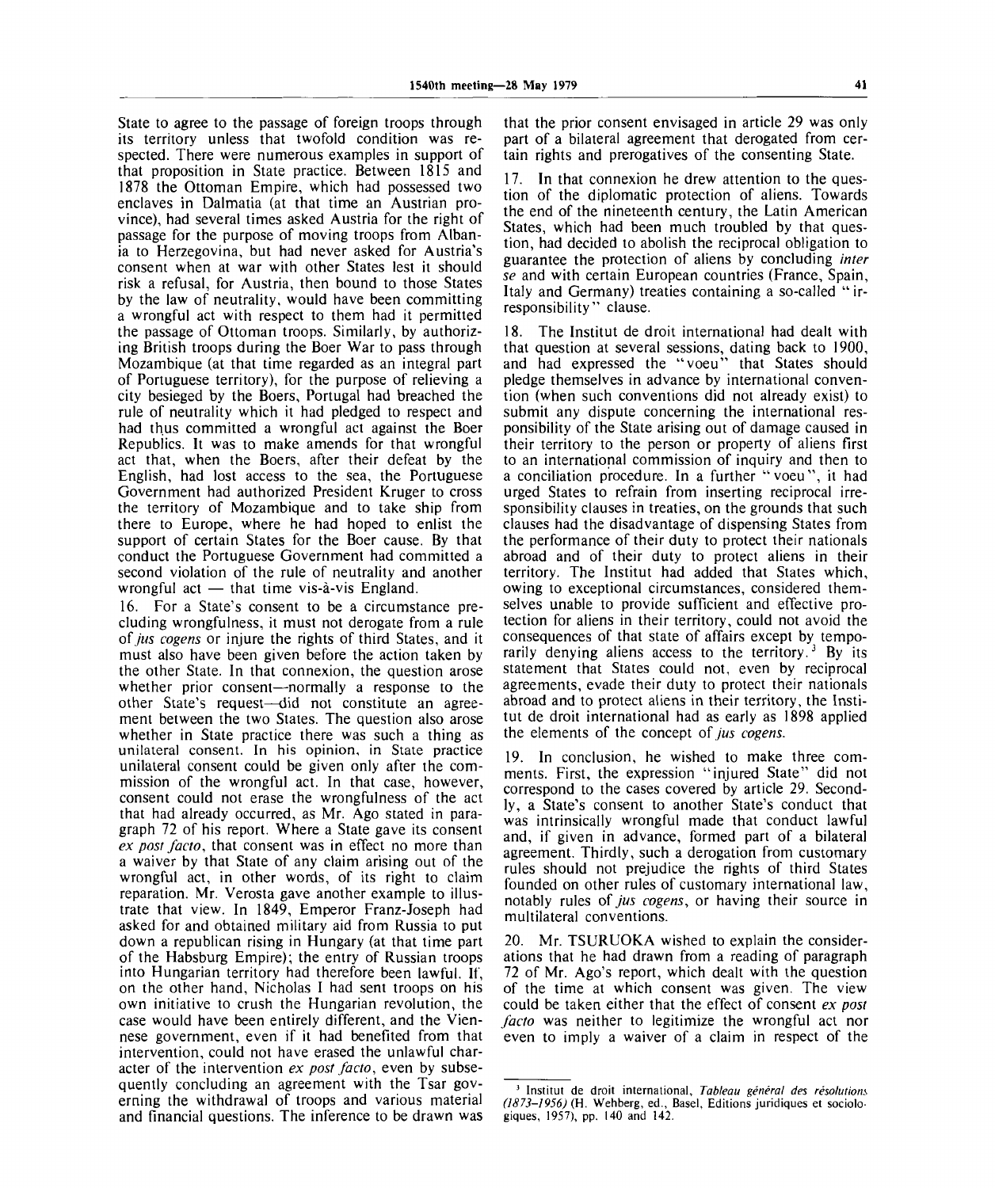State to agree to the passage of foreign troops through its territory unless that twofold condition was respected. There were numerous examples in support of that proposition in State practice. Between 1815 and 1878 the Ottoman Empire, which had possessed two enclaves in Dalmatia (at that time an Austrian province), had several times asked Austria for the right of passage for the purpose of moving troops from Albania to Herzegovina, but had never asked for Austria's consent when at war with other States lest it should risk a refusal, for Austria, then bound to those States by the law of neutrality, would have been committing a wrongful act with respect to them had it permitted the passage of Ottoman troops. Similarly, by authorizing British troops during the Boer War to pass through Mozambique (at that time regarded as an integral part of Portuguese territory), for the purpose of relieving a city besieged by the Boers, Portugal had breached the rule of neutrality which it had pledged to respect and had thus committed a wrongful act against the Boer Republics. It was to make amends for that wrongful act that, when the Boers, after their defeat by the English, had lost access to the sea, the Portuguese Government had authorized President Kruger to cross the territory of Mozambique and to take ship from there to Europe, where he had hoped to enlist the support of certain States for the Boer cause. By that conduct the Portuguese Government had committed a second violation of the rule of neutrality and another wrongful act — that time vis-à-vis England.

16. For a State's consent to be a circumstance precluding wrongfulness, it must not derogate from a rule of *jus cogens* or injure the rights of third States, and it must also have been given before the action taken by the other State. In that connexion, the question arose whether prior consent—normally a response to the other State's request—did not constitute an agreement between the two States. The question also arose whether in State practice there was such a thing as unilateral consent. In his opinion, in State practice unilateral consent could be given only after the commission of the wrongful act. In that case, however, consent could not erase the wrongfulness of the act that had already occurred, as Mr. Ago stated in paragraph 72 of his report. Where a State gave its consent *ex post facto*, that consent was in effect no more than a waiver by that State of any claim arising out of the wrongful act, in other words, of its right to claim reparation. Mr. Verosta gave another example to illustrate that view. In 1849, Emperor Franz-Joseph had asked for and obtained military aid from Russia to put down a republican rising in Hungary (at that time part of the Habsburg Empire); the entry of Russian troops into Hungarian territory had therefore been lawful. If, on the other hand, Nicholas I had sent troops on his own initiative to crush the Hungarian revolution, the case would have been entirely different, and the Viennese government, even if it had benefited from that intervention, could not have erased the unlawful character of the intervention *ex post facto*, even by subsequently concluding an agreement with the Tsar governing the withdrawal of troops and various material and financial questions. The inference to be drawn was that the prior consent envisaged in article 29 was only part of a bilateral agreement that derogated from certain rights and prerogatives of the consenting State.

17. In that connexion he drew attention to the question of the diplomatic protection of aliens. Towards the end of the nineteenth century, the Latin American States, which had been much troubled by that question, had decided to abolish the reciprocal obligation to guarantee the protection of aliens by concluding *inter se* and with certain European countries (France, Spain, Italy and Germany) treaties containing a so-called "irresponsibility" clause.

18. The Institut de droit international had dealt with that question at several sessions, dating back to 1900, and had expressed the "voeu" that States should pledge themselves in advance by international convention (when such conventions did not already exist) to submit any dispute concerning the international responsibility of the State arising out of damage caused in their territory to the person or property of aliens first to an international commission of inquiry and then to a conciliation procedure. In a further "voeu", it had urged States to refrain from inserting reciprocal irresponsibility clauses in treaties, on the grounds that such clauses had the disadvantage of dispensing States from the performance of their duty to protect their nationals abroad and of their duty to protect aliens in their territory. The Institut had added that States which, owing to exceptional circumstances, considered themselves unable to provide sufficient and effective protection for aliens in their territory, could not avoid the consequences of that state of affairs except by temporarily denying aliens access to the territory.[3] By its statement that States could not, even by reciprocal agreements, evade their duty to protect their nationals abroad and to protect aliens in their territory, the Institut de droit international had as early as 1898 applied the elements of the concept of *jus cogens*.

19. In conclusion, he wished to make three comments. First, the expression "injured State" did not correspond to the cases covered by article 29. Secondly, a State's consent to another State's conduct that was intrinsically wrongful made that conduct lawful and, if given in advance, formed part of a bilateral agreement. Thirdly, such a derogation from customary rules should not prejudice the rights of third States founded on other rules of customary international law, notably rules of *jus cogens*, or having their source in multilateral conventions.

20. Mr. TSURUOKA wished to explain the considerations that he had drawn from a reading of paragraph 72 of Mr. Ago's report, which dealt with the question of the time at which consent was given. The view could be taken either that the effect of consent *ex post facto* was neither to legitimize the wrongful act nor even to imply a waiver of a claim in respect of the

---

[3] Institut de droit international, *Tableau général des résolutions (1873-1956)* (H. Wehberg, ed., Basel, Editions juridiques et sociologiques, 1957), pp. 140 and 142.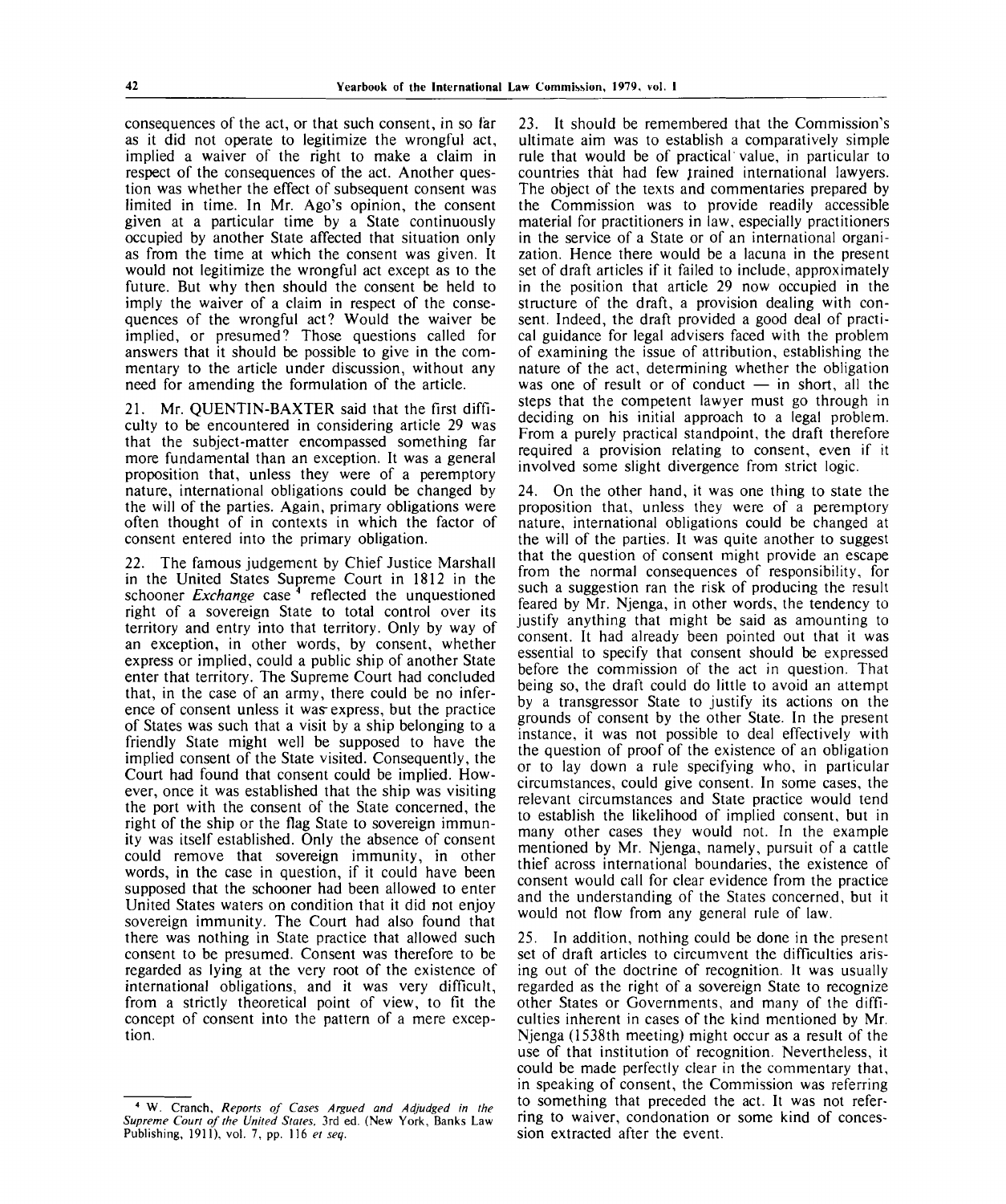consequences of the act, or that such consent, in so far as it did not operate to legitimize the wrongful act, implied a waiver of the right to make a claim in respect of the consequences of the act. Another question was whether the effect of subsequent consent was limited in time. In Mr. Ago's opinion, the consent given at a particular time by a State continuously occupied by another State affected that situation only as from the time at which the consent was given. It would not legitimize the wrongful act except as to the future. But why then should the consent be held to imply the waiver of a claim in respect of the consequences of the wrongful act? Would the waiver be implied, or presumed? Those questions called for answers that it should be possible to give in the commentary to the article under discussion, without any need for amending the formulation of the article.

21. Mr. QUENTIN-BAXTER said that the first difficulty to be encountered in considering article 29 was that the subject-matter encompassed something far more fundamental than an exception. It was a general proposition that, unless they were of a peremptory nature, international obligations could be changed by the will of the parties. Again, primary obligations were often thought of in contexts in which the factor of consent entered into the primary obligation.

22. The famous judgement by Chief Justice Marshall in the United States Supreme Court in 1812 in the schooner *Exchange* case [4] reflected the unquestioned right of a sovereign State to total control over its territory and entry into that territory. Only by way of an exception, in other words, by consent, whether express or implied, could a public ship of another State enter that territory. The Supreme Court had concluded that, in the case of an army, there could be no inference of consent unless it was express, but the practice of States was such that a visit by a ship belonging to a friendly State might well be supposed to have the implied consent of the State visited. Consequently, the Court had found that consent could be implied. However, once it was established that the ship was visiting the port with the consent of the State concerned, the right of the ship or the flag State to sovereign immunity was itself established. Only the absence of consent could remove that sovereign immunity, in other words, in the case in question, if it could have been supposed that the schooner had been allowed to enter United States waters on condition that it did not enjoy sovereign immunity. The Court had also found that there was nothing in State practice that allowed such consent to be presumed. Consent was therefore to be regarded as lying at the very root of the existence of international obligations, and it was very difficult, from a strictly theoretical point of view, to fit the concept of consent into the pattern of a mere exception.

23. It should be remembered that the Commission's ultimate aim was to establish a comparatively simple rule that would be of practical value, in particular to countries that had few trained international lawyers. The object of the texts and commentaries prepared by the Commission was to provide readily accessible material for practitioners in law, especially practitioners in the service of a State or of an international organization. Hence there would be a lacuna in the present set of draft articles if it failed to include, approximately in the position that article 29 now occupied in the structure of the draft, a provision dealing with consent. Indeed, the draft provided a good deal of practical guidance for legal advisers faced with the problem of examining the issue of attribution, establishing the nature of the act, determining whether the obligation was one of result or of conduct — in short, all the steps that the competent lawyer must go through in deciding on his initial approach to a legal problem. From a purely practical standpoint, the draft therefore required a provision relating to consent, even if it involved some slight divergence from strict logic.

24. On the other hand, it was one thing to state the proposition that, unless they were of a peremptory nature, international obligations could be changed at the will of the parties. It was quite another to suggest that the question of consent might provide an escape from the normal consequences of responsibility, for such a suggestion ran the risk of producing the result feared by Mr. Njenga, in other words, the tendency to justify anything that might be said as amounting to consent. It had already been pointed out that it was essential to specify that consent should be expressed before the commission of the act in question. That being so, the draft could do little to avoid an attempt by a transgressor State to justify its actions on the grounds of consent by the other State. In the present instance, it was not possible to deal effectively with the question of proof of the existence of an obligation or to lay down a rule specifying who, in particular circumstances, could give consent. In some cases, the relevant circumstances and State practice would tend to establish the likelihood of implied consent, but in many other cases they would not. In the example mentioned by Mr. Njenga, namely, pursuit of a cattle thief across international boundaries, the existence of consent would call for clear evidence from the practice and the understanding of the States concerned, but it would not flow from any general rule of law.

25. In addition, nothing could be done in the present set of draft articles to circumvent the difficulties arising out of the doctrine of recognition. It was usually regarded as the right of a sovereign State to recognize other States or Governments, and many of the difficulties inherent in cases of the kind mentioned by Mr. Njenga (1538th meeting) might occur as a result of the use of that institution of recognition. Nevertheless, it could be made perfectly clear in the commentary that, in speaking of consent, the Commission was referring to something that preceded the act. It was not referring to waiver, condonation or some kind of concession extracted after the event.

---

[4] W. Cranch, *Reports of Cases Argued and Adjudged in the Supreme Court of the United States*, 3rd ed. (New York, Banks Law Publishing, 1911), vol. 7, pp. 116 *et seq.*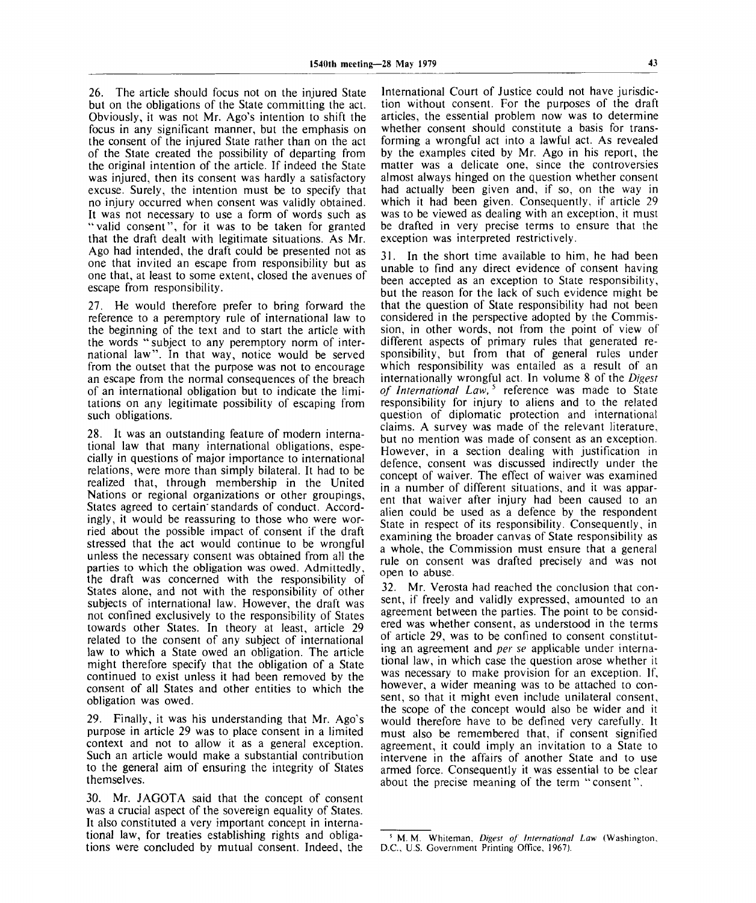26. The article should focus not on the injured State but on the obligations of the State committing the act. Obviously, it was not Mr. Ago's intention to shift the focus in any significant manner, but the emphasis on the consent of the injured State rather than on the act of the State created the possibility of departing from the original intention of the article. If indeed the State was injured, then its consent was hardly a satisfactory excuse. Surely, the intention must be to specify that no injury occurred when consent was validly obtained. It was not necessary to use a form of words such as "valid consent", for it was to be taken for granted that the draft dealt with legitimate situations. As Mr. Ago had intended, the draft could be presented not as one that invited an escape from responsibility but as one that, at least to some extent, closed the avenues of escape from responsibility.

27. He would therefore prefer to bring forward the reference to a peremptory rule of international law to the beginning of the text and to start the article with the words "subject to any peremptory norm of international law". In that way, notice would be served from the outset that the purpose was not to encourage an escape from the normal consequences of the breach of an international obligation but to indicate the limitations on any legitimate possibility of escaping from such obligations.

28. It was an outstanding feature of modern international law that many international obligations, especially in questions of major importance to international relations, were more than simply bilateral. It had to be realized that, through membership in the United Nations or regional organizations or other groupings, States agreed to certain standards of conduct. Accordingly, it would be reassuring to those who were worried about the possible impact of consent if the draft stressed that the act would continue to be wrongful unless the necessary consent was obtained from all the parties to which the obligation was owed. Admittedly, the draft was concerned with the responsibility of States alone, and not with the responsibility of other subjects of international law. However, the draft was not confined exclusively to the responsibility of States towards other States. In theory at least, article 29 related to the consent of any subject of international law to which a State owed an obligation. The article might therefore specify that the obligation of a State continued to exist unless it had been removed by the consent of all States and other entities to which the obligation was owed.

29. Finally, it was his understanding that Mr. Ago's purpose in article 29 was to place consent in a limited context and not to allow it as a general exception. Such an article would make a substantial contribution to the general aim of ensuring the integrity of States themselves.

30. Mr. JAGOTA said that the concept of consent was a crucial aspect of the sovereign equality of States. It also constituted a very important concept in international law, for treaties establishing rights and obligations were concluded by mutual consent. Indeed, the International Court of Justice could not have jurisdiction without consent. For the purposes of the draft articles, the essential problem now was to determine whether consent should constitute a basis for transforming a wrongful act into a lawful act. As revealed by the examples cited by Mr. Ago in his report, the matter was a delicate one, since the controversies almost always hinged on the question whether consent had actually been given and, if so, on the way in which it had been given. Consequently, if article 29 was to be viewed as dealing with an exception, it must be drafted in very precise terms to ensure that the exception was interpreted restrictively.

31. In the short time available to him, he had been unable to find any direct evidence of consent having been accepted as an exception to State responsibility, but the reason for the lack of such evidence might be that the question of State responsibility had not been considered in the perspective adopted by the Commission, in other words, not from the point of view of different aspects of primary rules that generated responsibility, but from that of general rules under which responsibility was entailed as a result of an internationally wrongful act. In volume 8 of the *Digest of International Law*,[5] reference was made to State responsibility for injury to aliens and to the related question of diplomatic protection and international claims. A survey was made of the relevant literature, but no mention was made of consent as an exception. However, in a section dealing with justification in defence, consent was discussed indirectly under the concept of waiver. The effect of waiver was examined in a number of different situations, and it was apparent that waiver after injury had been caused to an alien could be used as a defence by the respondent State in respect of its responsibility. Consequently, in examining the broader canvas of State responsibility as a whole, the Commission must ensure that a general rule on consent was drafted precisely and was not open to abuse.

32. Mr. Verosta had reached the conclusion that consent, if freely and validly expressed, amounted to an agreement between the parties. The point to be considered was whether consent, as understood in the terms of article 29, was to be confined to consent constituting an agreement and *per se* applicable under international law, in which case the question arose whether it was necessary to make provision for an exception. If, however, a wider meaning was to be attached to consent, so that it might even include unilateral consent, the scope of the concept would also be wider and it would therefore have to be defined very carefully. It must also be remembered that, if consent signified agreement, it could imply an invitation to a State to intervene in the affairs of another State and to use armed force. Consequently it was essential to be clear about the precise meaning of the term "consent".

---

[5] M. M. Whiteman, *Digest of International Law* (Washington, D.C., U.S. Government Printing Office, 1967).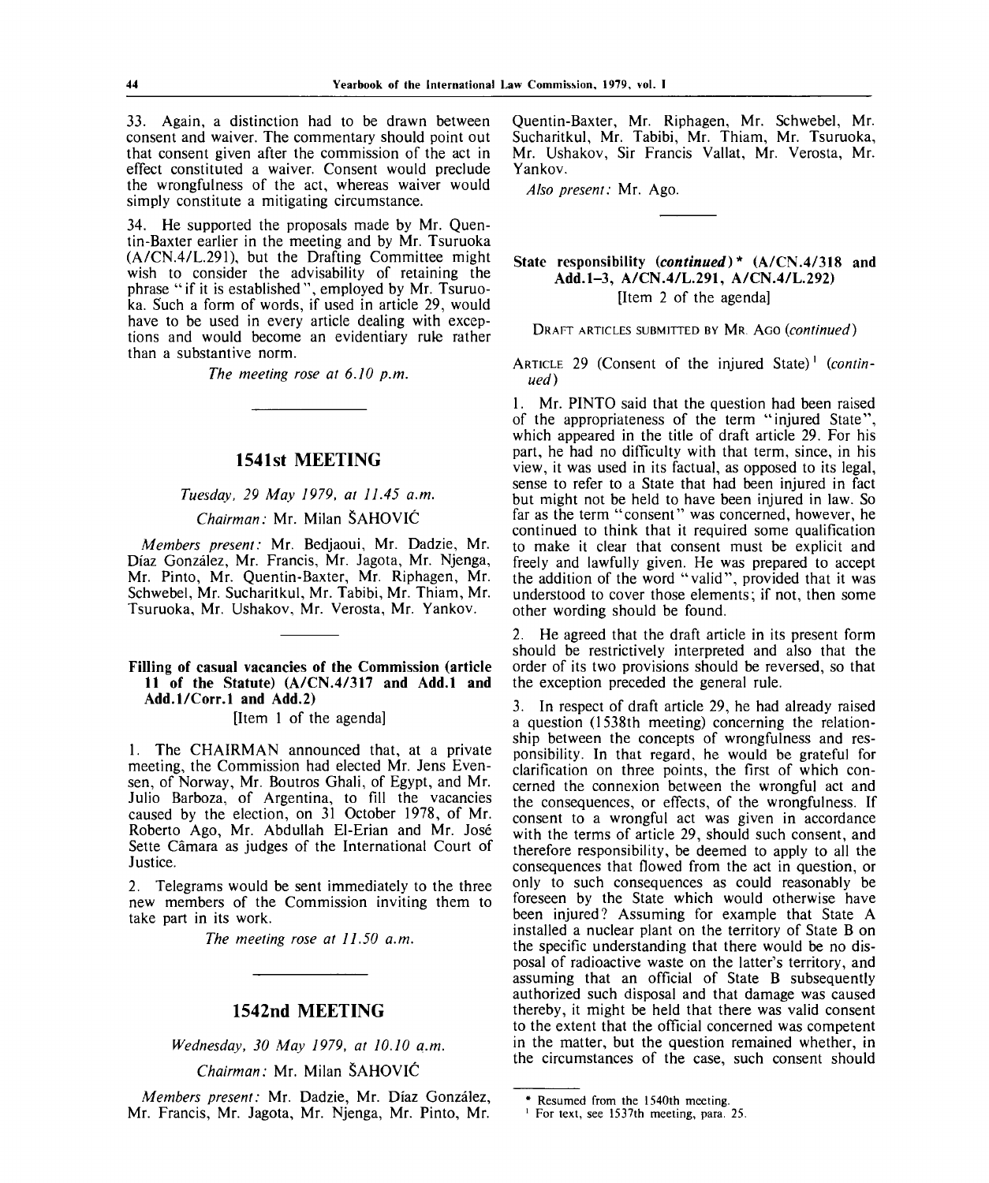33. Again, a distinction had to be drawn between consent and waiver. The commentary should point out that consent given after the commission of the act in effect constituted a waiver. Consent would preclude the wrongfulness of the act, whereas waiver would simply constitute a mitigating circumstance.

34. He supported the proposals made by Mr. Quentin-Baxter earlier in the meeting and by Mr. Tsuruoka (A/CN.4/L.291), but the Drafting Committee might wish to consider the advisability of retaining the phrase "if it is established", employed by Mr. Tsuruoka. Such a form of words, if used in article 29, would have to be used in every article dealing with exceptions and would become an evidentiary rule rather than a substantive norm.

*The meeting rose at 6.10 p.m.*

## 1541st MEETING

*Tuesday, 29 May 1979, at 11.45 a.m.*

*Chairman:* Mr. Milan ŠAHOVIĆ

*Members present:* Mr. Bedjaoui, Mr. Dadzie, Mr. Díaz González, Mr. Francis, Mr. Jagota, Mr. Njenga, Mr. Pinto, Mr. Quentin-Baxter, Mr. Riphagen, Mr. Schwebel, Mr. Sucharitkul, Mr. Tabibi, Mr. Thiam, Mr. Tsuruoka, Mr. Ushakov, Mr. Verosta, Mr. Yankov.

### Filling of casual vacancies of the Commission (article 11 of the Statute) (A/CN.4/317 and Add.1 and Add.1/Corr.1 and Add.2)

[Item 1 of the agenda]

1. The CHAIRMAN announced that, at a private meeting, the Commission had elected Mr. Jens Evensen, of Norway, Mr. Boutros Ghali, of Egypt, and Mr. Julio Barboza, of Argentina, to fill the vacancies caused by the election, on 31 October 1978, of Mr. Roberto Ago, Mr. Abdullah El-Erian and Mr. José Sette Câmara as judges of the International Court of Justice.

2. Telegrams would be sent immediately to the three new members of the Commission inviting them to take part in its work.

*The meeting rose at 11.50 a.m.*

## 1542nd MEETING

*Wednesday, 30 May 1979, at 10.10 a.m.*

*Chairman:* Mr. Milan ŠAHOVIĆ

*Members present:* Mr. Dadzie, Mr. Díaz González, Mr. Francis, Mr. Jagota, Mr. Njenga, Mr. Pinto, Mr. Quentin-Baxter, Mr. Riphagen, Mr. Schwebel, Mr. Sucharitkul, Mr. Tabibi, Mr. Thiam, Mr. Tsuruoka, Mr. Ushakov, Sir Francis Vallat, Mr. Verosta, Mr. Yankov.

*Also present:* Mr. Ago.

### State responsibility (*continued*)* (A/CN.4/318 and Add.1–3, A/CN.4/L.291, A/CN.4/L.292)

[Item 2 of the agenda]

DRAFT ARTICLES SUBMITTED BY MR. AGO (*continued*)

ARTICLE 29 (Consent of the injured State)[1] (*continued*)

1. Mr. PINTO said that the question had been raised of the appropriateness of the term "injured State", which appeared in the title of draft article 29. For his part, he had no difficulty with that term, since, in his view, it was used in its factual, as opposed to its legal, sense to refer to a State that had been injured in fact but might not be held to have been injured in law. So far as the term "consent" was concerned, however, he continued to think that it required some qualification to make it clear that consent must be explicit and freely and lawfully given. He was prepared to accept the addition of the word "valid", provided that it was understood to cover those elements; if not, then some other wording should be found.

2. He agreed that the draft article in its present form should be restrictively interpreted and also that the order of its two provisions should be reversed, so that the exception preceded the general rule.

3. In respect of draft article 29, he had already raised a question (1538th meeting) concerning the relationship between the concepts of wrongfulness and responsibility. In that regard, he would be grateful for clarification on three points, the first of which concerned the connexion between the wrongful act and the consequences, or effects, of the wrongfulness. If consent to a wrongful act was given in accordance with the terms of article 29, should such consent, and therefore responsibility, be deemed to apply to all the consequences that flowed from the act in question, or only to such consequences as could reasonably be foreseen by the State which would otherwise have been injured? Assuming for example that State A installed a nuclear plant on the territory of State B on the specific understanding that there would be no disposal of radioactive waste on the latter's territory, and assuming that an official of State B subsequently authorized such disposal and that damage was caused thereby, it might be held that there was valid consent to the extent that the official concerned was competent in the matter, but the question remained whether, in the circumstances of the case, such consent should

---

\* Resumed from the 1540th meeting.

[1] For text, see 1537th meeting, para. 25.